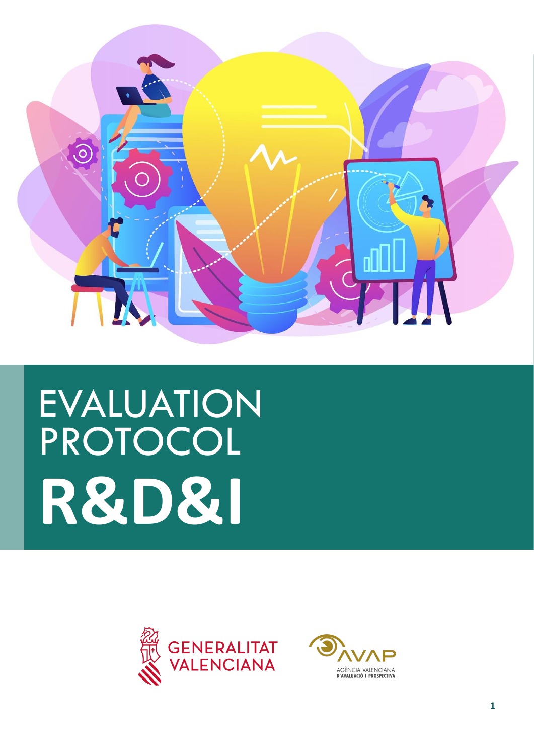# EVALUATION PROTOCOL

# R&D&I

GENERALITAT VALENCIANA

AVAP

AGÈNCIA VALENCIANA D'AVALUACIÓ I PROSPECTIVA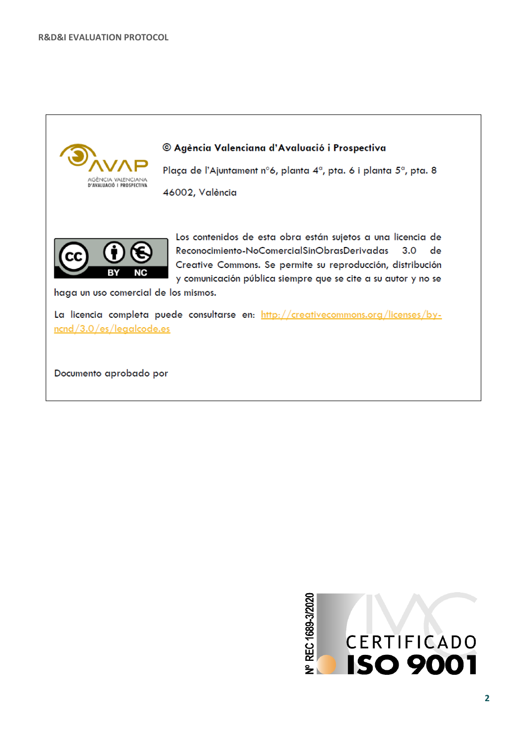© Agència Valenciana d'Avaluació i Prospectiva

Plaça de l'Ajuntament nº6, planta 4ª, pta. 6 i planta 5ª, pta. 8

46002, València

Los contenidos de esta obra están sujetos a una licencia de Reconocimiento-NoComercialSinObrasDerivadas 3.0 de Creative Commons. Se permite su reproducción, distribución y comunicación pública siempre que se cite a su autor y no se haga un uso comercial de los mismos.

La licencia completa puede consultarse en: http://creativecommons.org/licenses/by-ncnd/3.0/es/legalcode.es

Documento aprobado por

Nº REC 1689-3/2020

CERTIFICADO ISO 9001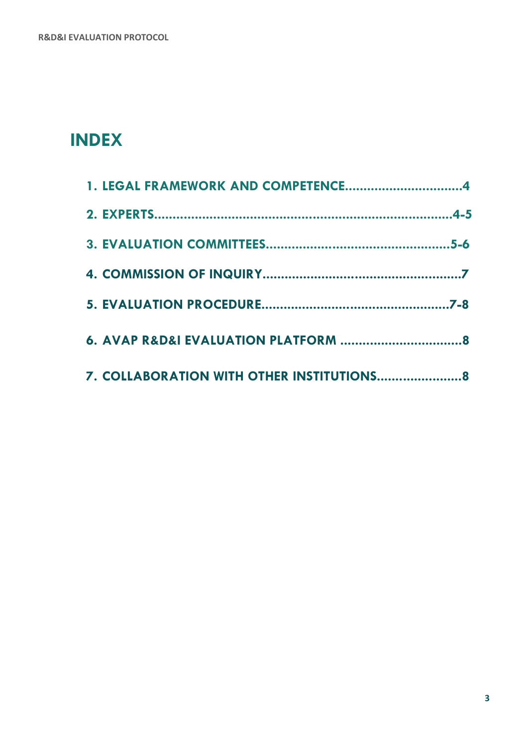# INDEX

1. LEGAL FRAMEWORK AND COMPETENCE................................4
2. EXPERTS..................................................................................4-5
3. EVALUATION COMMITTEES..................................................5-6
4. COMMISSION OF INQUIRY......................................................7
5. EVALUATION PROCEDURE...................................................7-8
6. AVAP R&D&I EVALUATION PLATFORM .................................8
7. COLLABORATION WITH OTHER INSTITUTIONS.......................8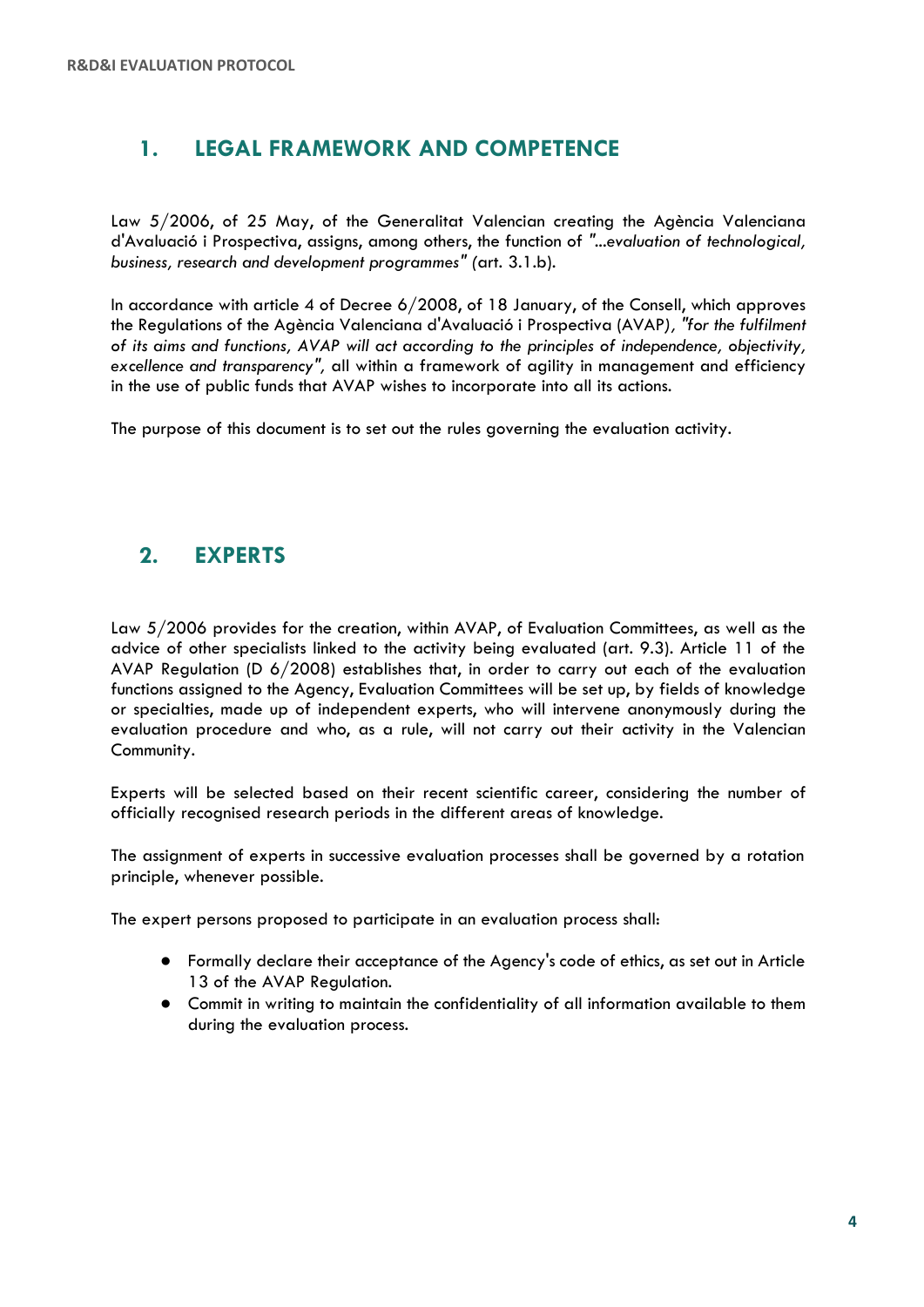## 1. LEGAL FRAMEWORK AND COMPETENCE

Law 5/2006, of 25 May, of the Generalitat Valencian creating the Agència Valenciana d'Avaluació i Prospectiva, assigns, among others, the function of *"...evaluation of technological, business, research and development programmes"* (art. 3.1.b).

In accordance with article 4 of Decree 6/2008, of 18 January, of the Consell, which approves the Regulations of the Agència Valenciana d'Avaluació i Prospectiva (AVAP), *"for the fulfilment of its aims and functions, AVAP will act according to the principles of independence, objectivity, excellence and transparency"*, all within a framework of agility in management and efficiency in the use of public funds that AVAP wishes to incorporate into all its actions.

The purpose of this document is to set out the rules governing the evaluation activity.

## 2. EXPERTS

Law 5/2006 provides for the creation, within AVAP, of Evaluation Committees, as well as the advice of other specialists linked to the activity being evaluated (art. 9.3). Article 11 of the AVAP Regulation (D 6/2008) establishes that, in order to carry out each of the evaluation functions assigned to the Agency, Evaluation Committees will be set up, by fields of knowledge or specialties, made up of independent experts, who will intervene anonymously during the evaluation procedure and who, as a rule, will not carry out their activity in the Valencian Community.

Experts will be selected based on their recent scientific career, considering the number of officially recognised research periods in the different areas of knowledge.

The assignment of experts in successive evaluation processes shall be governed by a rotation principle, whenever possible.

The expert persons proposed to participate in an evaluation process shall:

- Formally declare their acceptance of the Agency's code of ethics, as set out in Article 13 of the AVAP Regulation.
- Commit in writing to maintain the confidentiality of all information available to them during the evaluation process.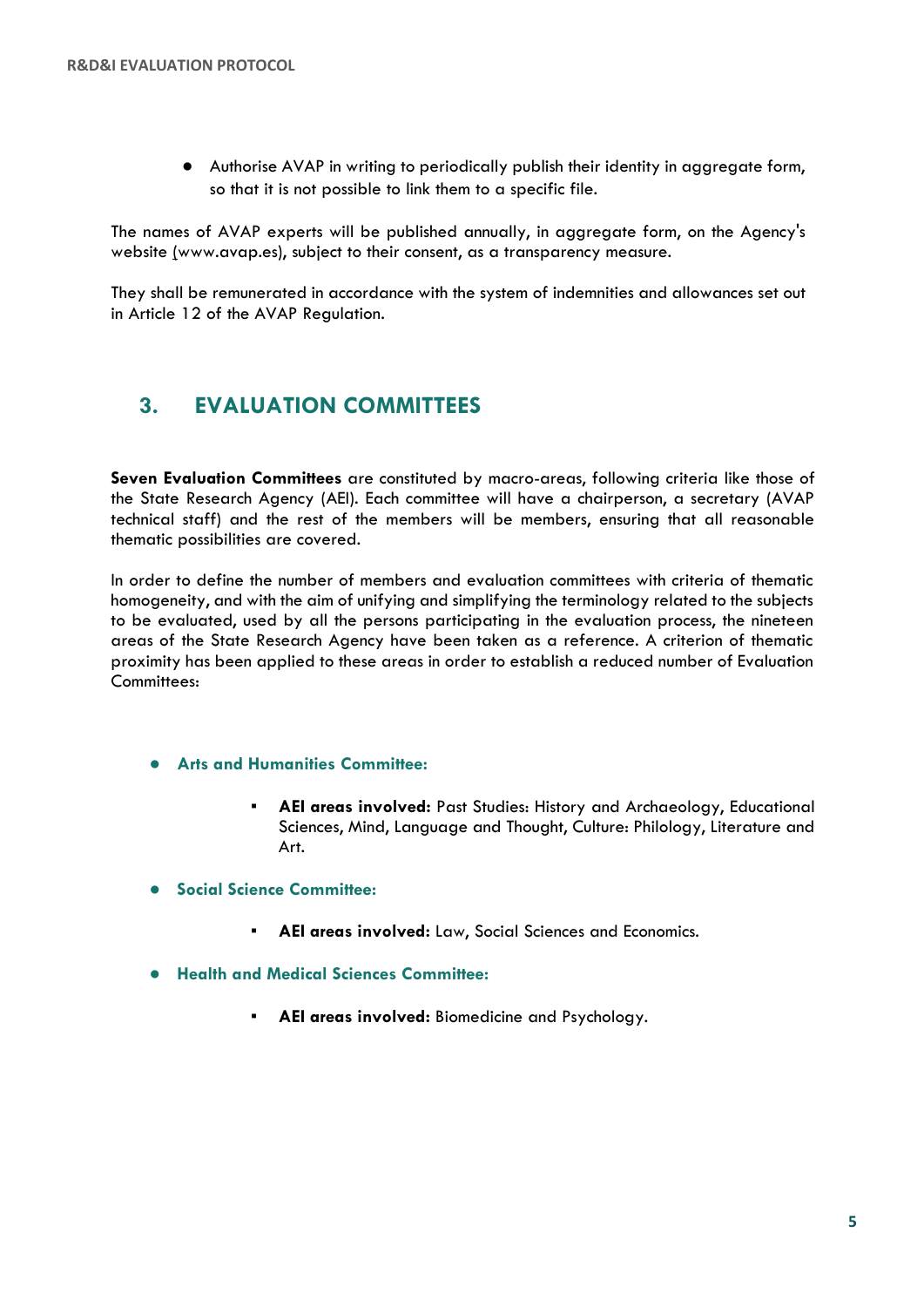- Authorise AVAP in writing to periodically publish their identity in aggregate form, so that it is not possible to link them to a specific file.

The names of AVAP experts will be published annually, in aggregate form, on the Agency's website (www.avap.es), subject to their consent, as a transparency measure.

They shall be remunerated in accordance with the system of indemnities and allowances set out in Article 12 of the AVAP Regulation.

## 3. EVALUATION COMMITTEES

**Seven Evaluation Committees** are constituted by macro-areas, following criteria like those of the State Research Agency (AEI). Each committee will have a chairperson, a secretary (AVAP technical staff) and the rest of the members will be members, ensuring that all reasonable thematic possibilities are covered.

In order to define the number of members and evaluation committees with criteria of thematic homogeneity, and with the aim of unifying and simplifying the terminology related to the subjects to be evaluated, used by all the persons participating in the evaluation process, the nineteen areas of the State Research Agency have been taken as a reference. A criterion of thematic proximity has been applied to these areas in order to establish a reduced number of Evaluation Committees:

- **Arts and Humanities Committee:**
  - **AEI areas involved:** Past Studies: History and Archaeology, Educational Sciences, Mind, Language and Thought, Culture: Philology, Literature and Art.
- **Social Science Committee:**
  - **AEI areas involved:** Law, Social Sciences and Economics.
- **Health and Medical Sciences Committee:**
  - **AEI areas involved:** Biomedicine and Psychology.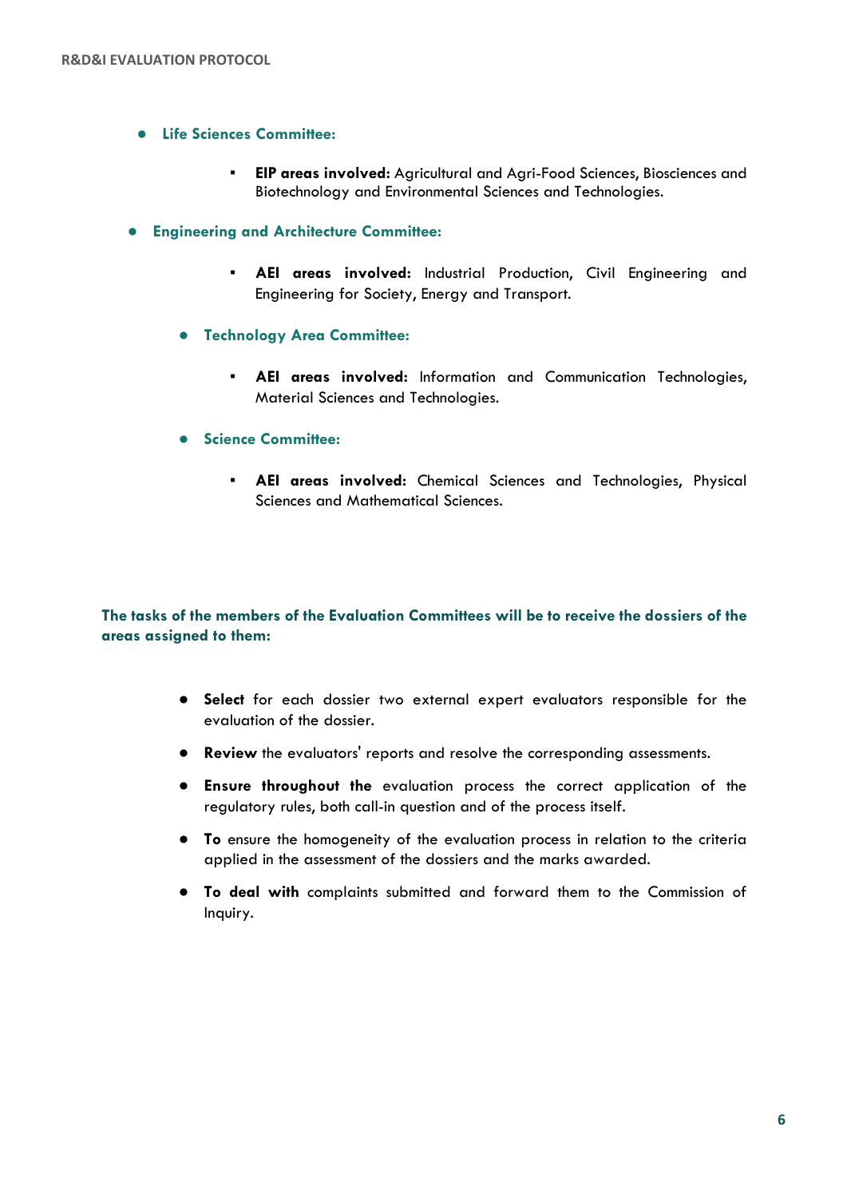- **Life Sciences Committee:**
    - **EIP areas involved:** Agricultural and Agri-Food Sciences, Biosciences and Biotechnology and Environmental Sciences and Technologies.

- **Engineering and Architecture Committee:**
    - **AEI areas involved:** Industrial Production, Civil Engineering and Engineering for Society, Energy and Transport.

- **Technology Area Committee:**
    - **AEI areas involved:** Information and Communication Technologies, Material Sciences and Technologies.

- **Science Committee:**
    - **AEI areas involved:** Chemical Sciences and Technologies, Physical Sciences and Mathematical Sciences.

**The tasks of the members of the Evaluation Committees will be to receive the dossiers of the areas assigned to them:**

- **Select** for each dossier two external expert evaluators responsible for the evaluation of the dossier.
- **Review** the evaluators' reports and resolve the corresponding assessments.
- **Ensure throughout the** evaluation process the correct application of the regulatory rules, both call-in question and of the process itself.
- **To** ensure the homogeneity of the evaluation process in relation to the criteria applied in the assessment of the dossiers and the marks awarded.
- **To deal with** complaints submitted and forward them to the Commission of Inquiry.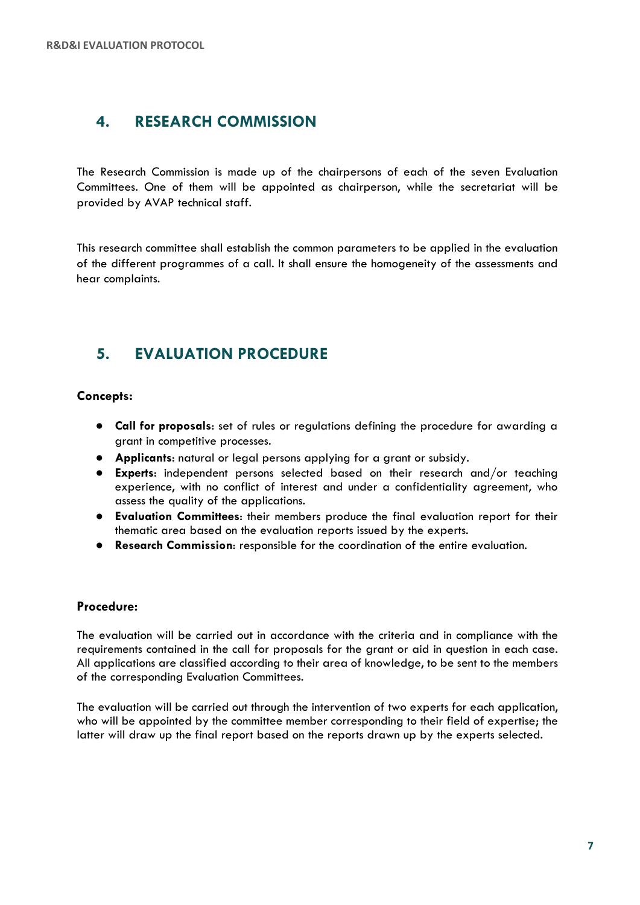## 4. RESEARCH COMMISSION

The Research Commission is made up of the chairpersons of each of the seven Evaluation Committees. One of them will be appointed as chairperson, while the secretariat will be provided by AVAP technical staff.

This research committee shall establish the common parameters to be applied in the evaluation of the different programmes of a call. It shall ensure the homogeneity of the assessments and hear complaints.

## 5. EVALUATION PROCEDURE

**Concepts:**

- **Call for proposals**: set of rules or regulations defining the procedure for awarding a grant in competitive processes.
- **Applicants**: natural or legal persons applying for a grant or subsidy.
- **Experts**: independent persons selected based on their research and/or teaching experience, with no conflict of interest and under a confidentiality agreement, who assess the quality of the applications.
- **Evaluation Committees**: their members produce the final evaluation report for their thematic area based on the evaluation reports issued by the experts.
- **Research Commission**: responsible for the coordination of the entire evaluation.

**Procedure:**

The evaluation will be carried out in accordance with the criteria and in compliance with the requirements contained in the call for proposals for the grant or aid in question in each case. All applications are classified according to their area of knowledge, to be sent to the members of the corresponding Evaluation Committees.

The evaluation will be carried out through the intervention of two experts for each application, who will be appointed by the committee member corresponding to their field of expertise; the latter will draw up the final report based on the reports drawn up by the experts selected.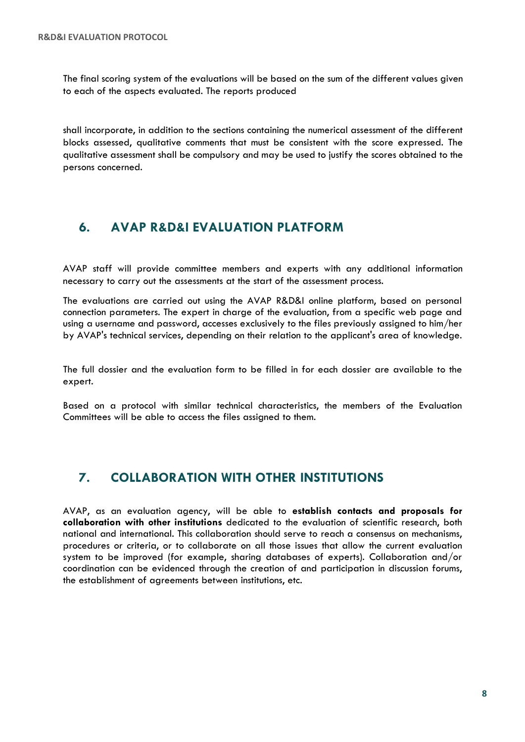The final scoring system of the evaluations will be based on the sum of the different values given to each of the aspects evaluated. The reports produced

shall incorporate, in addition to the sections containing the numerical assessment of the different blocks assessed, qualitative comments that must be consistent with the score expressed. The qualitative assessment shall be compulsory and may be used to justify the scores obtained to the persons concerned.

## 6. AVAP R&D&I EVALUATION PLATFORM

AVAP staff will provide committee members and experts with any additional information necessary to carry out the assessments at the start of the assessment process.

The evaluations are carried out using the AVAP R&D&I online platform, based on personal connection parameters. The expert in charge of the evaluation, from a specific web page and using a username and password, accesses exclusively to the files previously assigned to him/her by AVAP's technical services, depending on their relation to the applicant's area of knowledge.

The full dossier and the evaluation form to be filled in for each dossier are available to the expert.

Based on a protocol with similar technical characteristics, the members of the Evaluation Committees will be able to access the files assigned to them.

## 7. COLLABORATION WITH OTHER INSTITUTIONS

AVAP, as an evaluation agency, will be able to **establish contacts and proposals for collaboration with other institutions** dedicated to the evaluation of scientific research, both national and international. This collaboration should serve to reach a consensus on mechanisms, procedures or criteria, or to collaborate on all those issues that allow the current evaluation system to be improved (for example, sharing databases of experts). Collaboration and/or coordination can be evidenced through the creation of and participation in discussion forums, the establishment of agreements between institutions, etc.